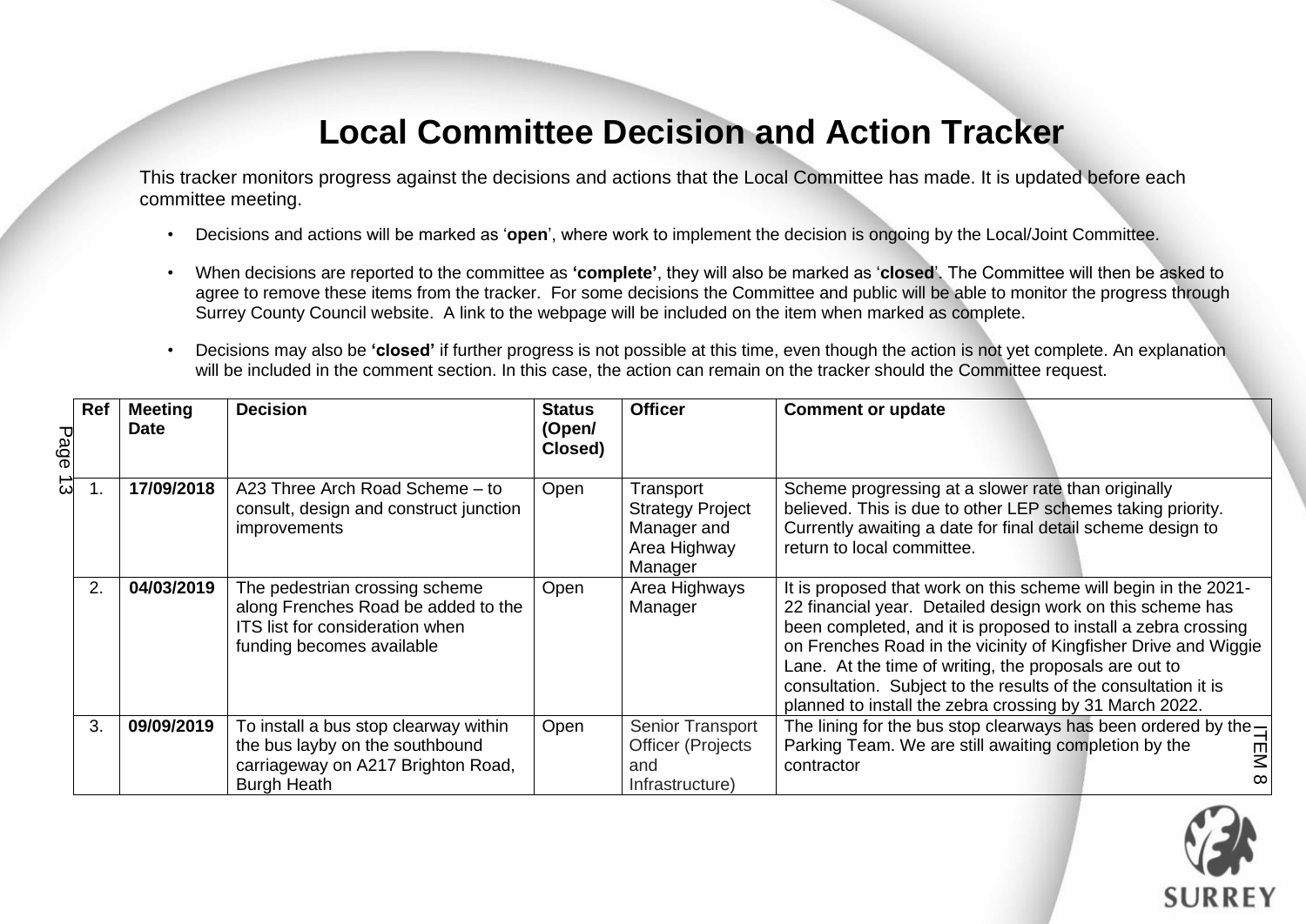# Local Committee Decision and Action Tracker

This tracker monitors progress against the decisions and actions that the Local Committee has made. It is updated before each committee meeting.

- Decisions and actions will be marked as '**open**', where work to implement the decision is ongoing by the Local/Joint Committee.
- When decisions are reported to the committee as **'complete'**, they will also be marked as '**closed**'. The Committee will then be asked to agree to remove these items from the tracker. For some decisions the Committee and public will be able to monitor the progress through Surrey County Council website. A link to the webpage will be included on the item when marked as complete.
- Decisions may also be **'closed'** if further progress is not possible at this time, even though the action is not yet complete. An explanation will be included in the comment section. In this case, the action can remain on the tracker should the Committee request.

| Ref | Meeting Date | Decision | Status (Open/ Closed) | Officer | Comment or update |
|---|---|---|---|---|---|
| 1. | **17/09/2018** | A23 Three Arch Road Scheme – to consult, design and construct junction improvements | Open | Transport Strategy Project Manager and Area Highway Manager | Scheme progressing at a slower rate than originally believed. This is due to other LEP schemes taking priority. Currently awaiting a date for final detail scheme design to return to local committee. |
| 2. | **04/03/2019** | The pedestrian crossing scheme along Frenches Road be added to the ITS list for consideration when funding becomes available | Open | Area Highways Manager | It is proposed that work on this scheme will begin in the 2021-22 financial year. Detailed design work on this scheme has been completed, and it is proposed to install a zebra crossing on Frenches Road in the vicinity of Kingfisher Drive and Wiggie Lane. At the time of writing, the proposals are out to consultation. Subject to the results of the consultation it is planned to install the zebra crossing by 31 March 2022. |
| 3. | **09/09/2019** | To install a bus stop clearway within the bus layby on the southbound carriageway on A217 Brighton Road, Burgh Heath | Open | Senior Transport Officer (Projects and Infrastructure) | The lining for the bus stop clearways has been ordered by the Parking Team. We are still awaiting completion by the contractor |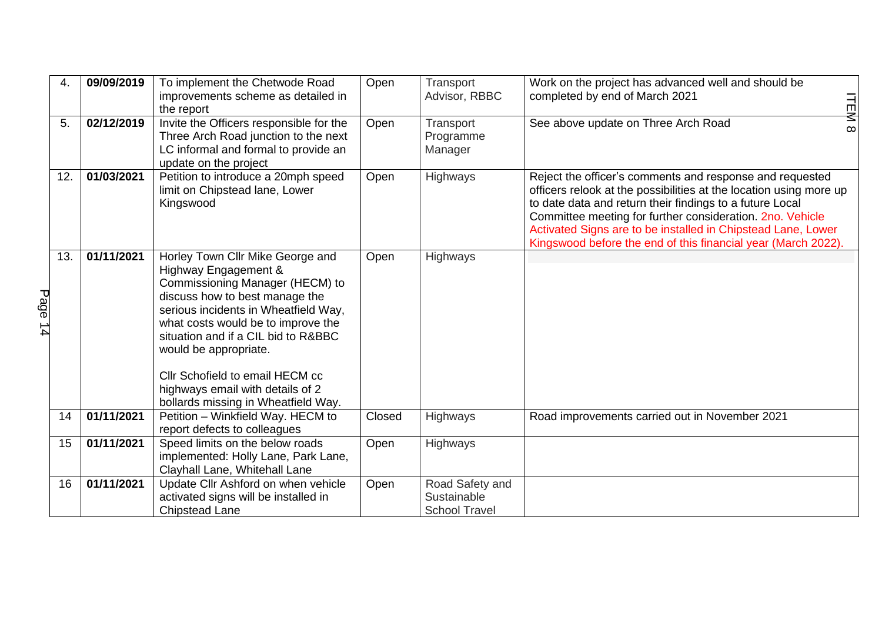| | | | | | |
|---|---|---|---|---|---|
| 4. | **09/09/2019** | To implement the Chetwode Road improvements scheme as detailed in the report | Open | Transport Advisor, RBBC | Work on the project has advanced well and should be completed by end of March 2021 |
| 5. | **02/12/2019** | Invite the Officers responsible for the Three Arch Road junction to the next LC informal and formal to provide an update on the project | Open | Transport Programme Manager | See above update on Three Arch Road |
| 12. | **01/03/2021** | Petition to introduce a 20mph speed limit on Chipstead lane, Lower Kingswood | Open | Highways | Reject the officer's comments and response and requested officers relook at the possibilities at the location using more up to date data and return their findings to a future Local Committee meeting for further consideration. 2no. Vehicle Activated Signs are to be installed in Chipstead Lane, Lower Kingswood before the end of this financial year (March 2022). |
| 13. | **01/11/2021** | Horley Town Cllr Mike George and Highway Engagement & Commissioning Manager (HECM) to discuss how to best manage the serious incidents in Wheatfield Way, what costs would be to improve the situation and if a CIL bid to R&BBC would be appropriate.<br><br>Cllr Schofield to email HECM cc highways email with details of 2 bollards missing in Wheatfield Way. | Open | Highways | |
| 14 | **01/11/2021** | Petition – Winkfield Way. HECM to report defects to colleagues | Closed | Highways | Road improvements carried out in November 2021 |
| 15 | **01/11/2021** | Speed limits on the below roads implemented: Holly Lane, Park Lane, Clayhall Lane, Whitehall Lane | Open | Highways | |
| 16 | **01/11/2021** | Update Cllr Ashford on when vehicle activated signs will be installed in Chipstead Lane | Open | Road Safety and Sustainable School Travel | |